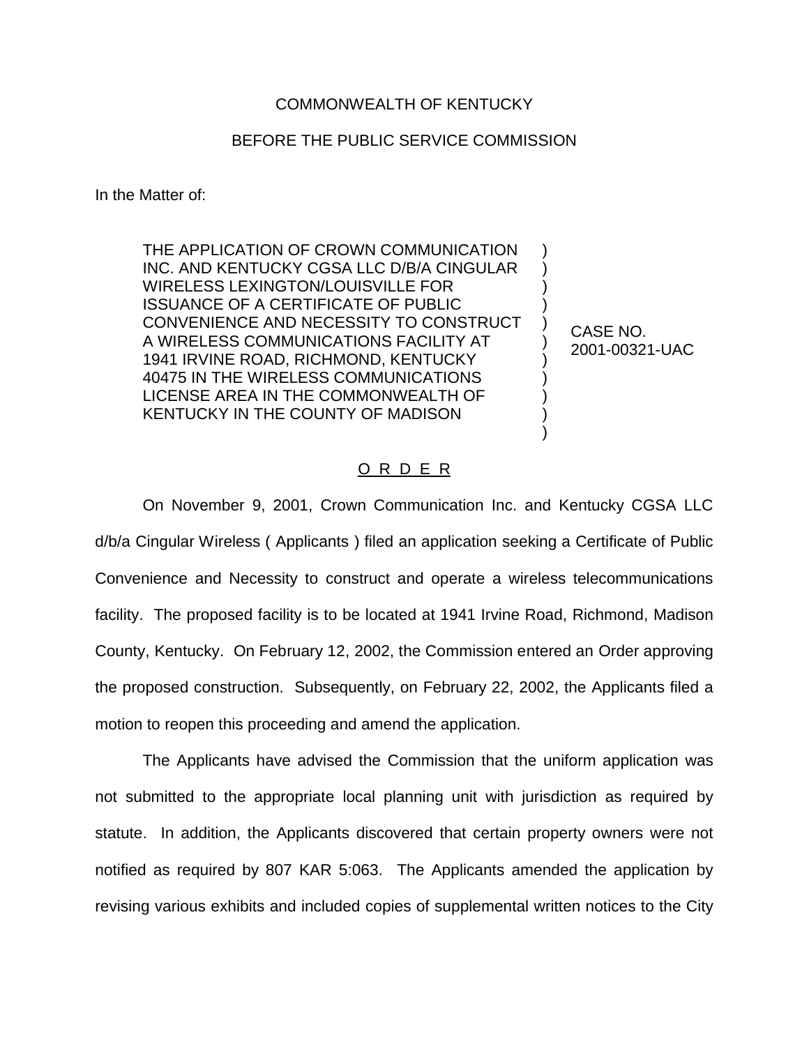COMMONWEALTH OF KENTUCKY

BEFORE THE PUBLIC SERVICE COMMISSION

In the Matter of:

| | | |
|---|---|---|
| THE APPLICATION OF CROWN COMMUNICATION INC. AND KENTUCKY CGSA LLC D/B/A CINGULAR WIRELESS LEXINGTON/LOUISVILLE FOR ISSUANCE OF A CERTIFICATE OF PUBLIC CONVENIENCE AND NECESSITY TO CONSTRUCT A WIRELESS COMMUNICATIONS FACILITY AT 1941 IRVINE ROAD, RICHMOND, KENTUCKY 40475 IN THE WIRELESS COMMUNICATIONS LICENSE AREA IN THE COMMONWEALTH OF KENTUCKY IN THE COUNTY OF MADISON | ) | CASE NO. 2001-00321-UAC |

O R D E R

On November 9, 2001, Crown Communication Inc. and Kentucky CGSA LLC d/b/a Cingular Wireless ( Applicants ) filed an application seeking a Certificate of Public Convenience and Necessity to construct and operate a wireless telecommunications facility. The proposed facility is to be located at 1941 Irvine Road, Richmond, Madison County, Kentucky. On February 12, 2002, the Commission entered an Order approving the proposed construction. Subsequently, on February 22, 2002, the Applicants filed a motion to reopen this proceeding and amend the application.

The Applicants have advised the Commission that the uniform application was not submitted to the appropriate local planning unit with jurisdiction as required by statute. In addition, the Applicants discovered that certain property owners were not notified as required by 807 KAR 5:063. The Applicants amended the application by revising various exhibits and included copies of supplemental written notices to the City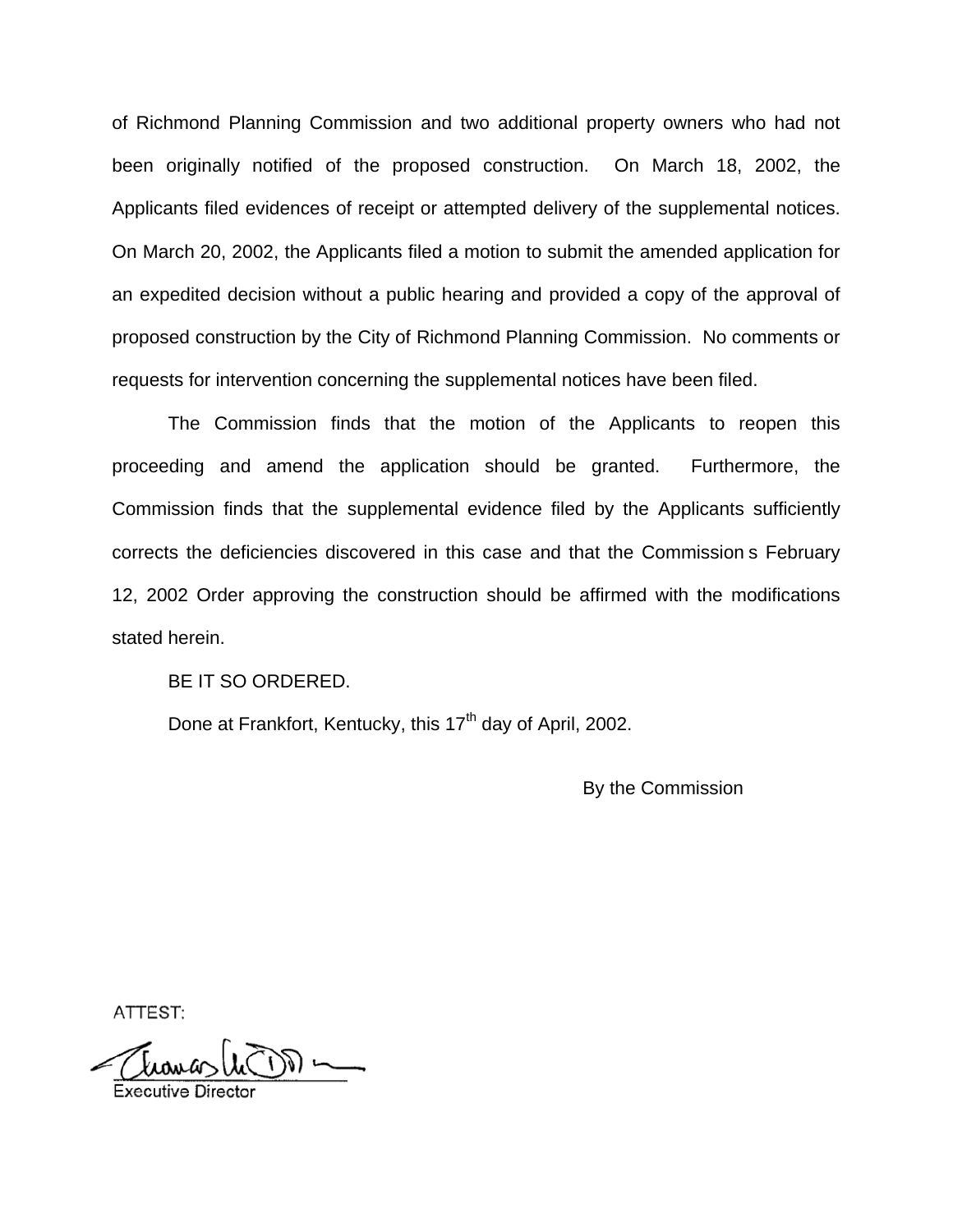of Richmond Planning Commission and two additional property owners who had not been originally notified of the proposed construction. On March 18, 2002, the Applicants filed evidences of receipt or attempted delivery of the supplemental notices. On March 20, 2002, the Applicants filed a motion to submit the amended application for an expedited decision without a public hearing and provided a copy of the approval of proposed construction by the City of Richmond Planning Commission. No comments or requests for intervention concerning the supplemental notices have been filed.

The Commission finds that the motion of the Applicants to reopen this proceeding and amend the application should be granted. Furthermore, the Commission finds that the supplemental evidence filed by the Applicants sufficiently corrects the deficiencies discovered in this case and that the Commission s February 12, 2002 Order approving the construction should be affirmed with the modifications stated herein.

BE IT SO ORDERED.

Done at Frankfort, Kentucky, this 17th day of April, 2002.

By the Commission

ATTEST:

Executive Director